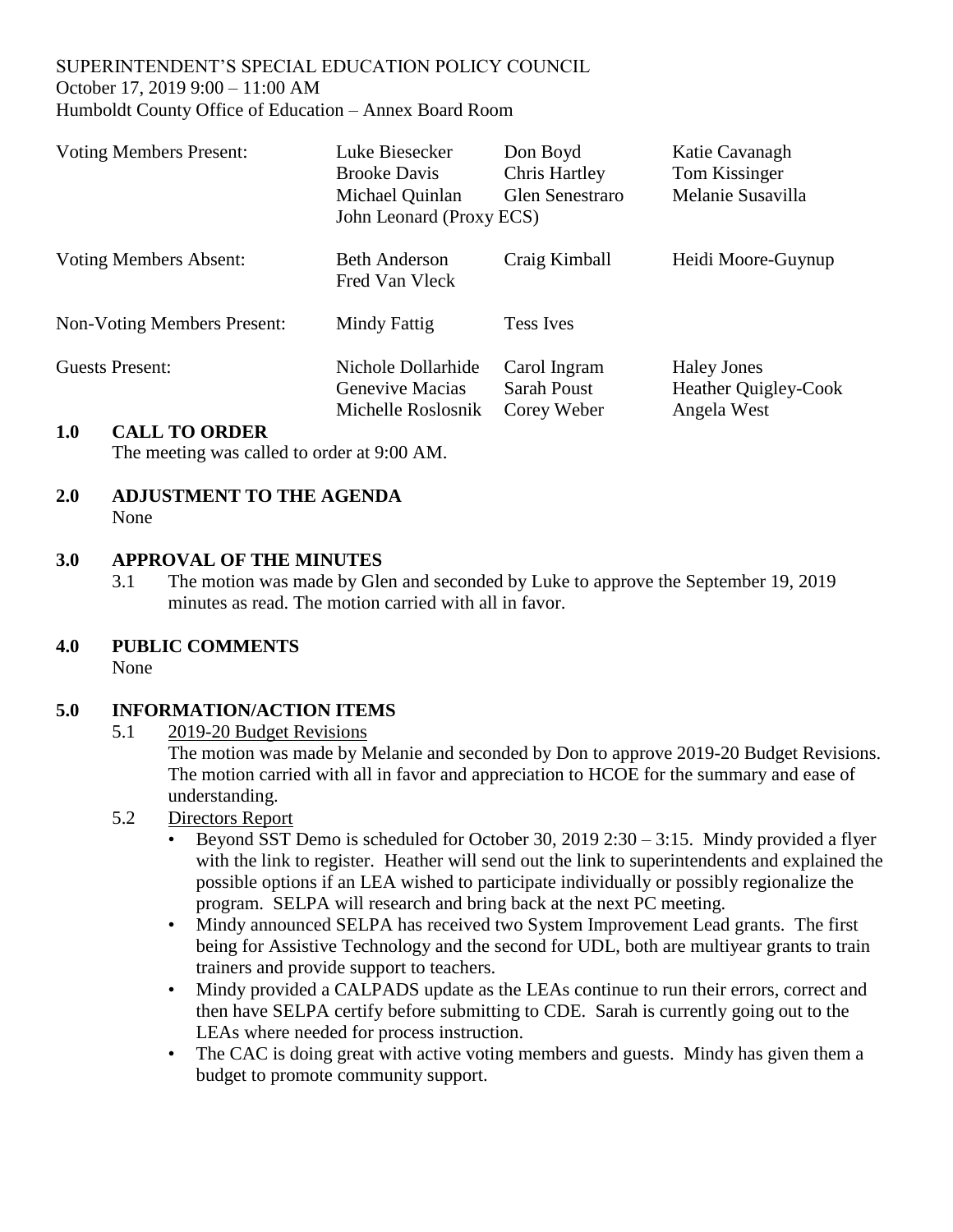SUPERINTENDENT'S SPECIAL EDUCATION POLICY COUNCIL
October 17, 2019 9:00 – 11:00 AM
Humboldt County Office of Education – Annex Board Room

| | | | |
|---|---|---|---|
| Voting Members Present: | Luke Biesecker<br>Brooke Davis<br>Michael Quinlan<br>John Leonard (Proxy ECS) | Don Boyd<br>Chris Hartley<br>Glen Senestraro | Katie Cavanagh<br>Tom Kissinger<br>Melanie Susavilla |
| Voting Members Absent: | Beth Anderson<br>Fred Van Vleck | Craig Kimball | Heidi Moore-Guynup |
| Non-Voting Members Present: | Mindy Fattig | Tess Ives | |
| Guests Present: | Nichole Dollarhide<br>Genevive Macias<br>Michelle Roslosnik | Carol Ingram<br>Sarah Poust<br>Corey Weber | Haley Jones<br>Heather Quigley-Cook<br>Angela West |

## 1.0 CALL TO ORDER

The meeting was called to order at 9:00 AM.

## 2.0 ADJUSTMENT TO THE AGENDA

None

## 3.0 APPROVAL OF THE MINUTES

3.1 The motion was made by Glen and seconded by Luke to approve the September 19, 2019 minutes as read. The motion carried with all in favor.

## 4.0 PUBLIC COMMENTS

None

## 5.0 INFORMATION/ACTION ITEMS

5.1 2019-20 Budget Revisions

The motion was made by Melanie and seconded by Don to approve 2019-20 Budget Revisions. The motion carried with all in favor and appreciation to HCOE for the summary and ease of understanding.

5.2 Directors Report

- Beyond SST Demo is scheduled for October 30, 2019 2:30 – 3:15. Mindy provided a flyer with the link to register. Heather will send out the link to superintendents and explained the possible options if an LEA wished to participate individually or possibly regionalize the program. SELPA will research and bring back at the next PC meeting.
- Mindy announced SELPA has received two System Improvement Lead grants. The first being for Assistive Technology and the second for UDL, both are multiyear grants to train trainers and provide support to teachers.
- Mindy provided a CALPADS update as the LEAs continue to run their errors, correct and then have SELPA certify before submitting to CDE. Sarah is currently going out to the LEAs where needed for process instruction.
- The CAC is doing great with active voting members and guests. Mindy has given them a budget to promote community support.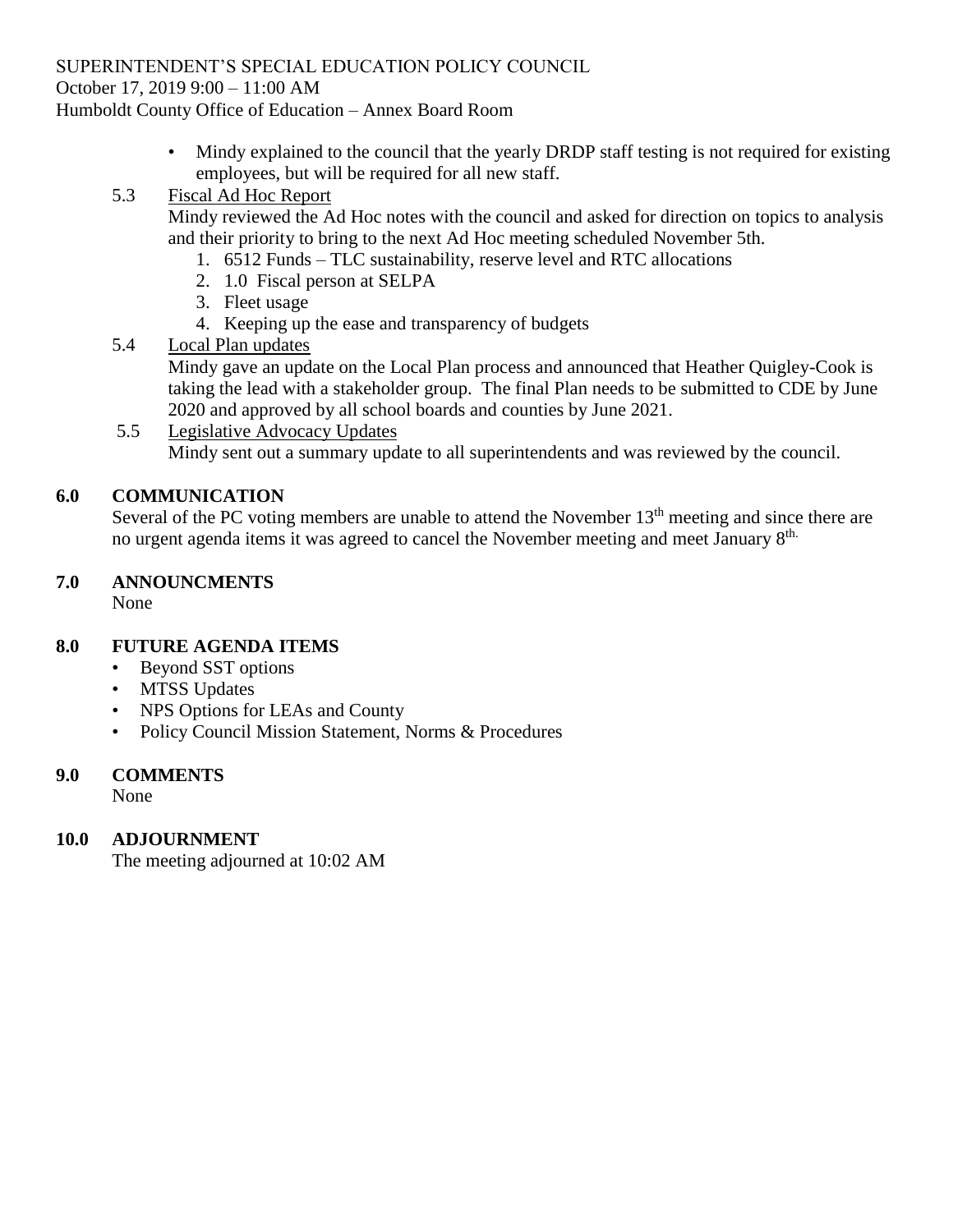SUPERINTENDENT'S SPECIAL EDUCATION POLICY COUNCIL
October 17, 2019 9:00 – 11:00 AM
Humboldt County Office of Education – Annex Board Room

- Mindy explained to the council that the yearly DRDP staff testing is not required for existing employees, but will be required for all new staff.

5.3 Fiscal Ad Hoc Report
Mindy reviewed the Ad Hoc notes with the council and asked for direction on topics to analysis and their priority to bring to the next Ad Hoc meeting scheduled November 5th.

1. 6512 Funds – TLC sustainability, reserve level and RTC allocations
2. 1.0 Fiscal person at SELPA
3. Fleet usage
4. Keeping up the ease and transparency of budgets

5.4 Local Plan updates
Mindy gave an update on the Local Plan process and announced that Heather Quigley-Cook is taking the lead with a stakeholder group. The final Plan needs to be submitted to CDE by June 2020 and approved by all school boards and counties by June 2021.

5.5 Legislative Advocacy Updates
Mindy sent out a summary update to all superintendents and was reviewed by the council.

## 6.0 COMMUNICATION

Several of the PC voting members are unable to attend the November 13th meeting and since there are no urgent agenda items it was agreed to cancel the November meeting and meet January 8th.

## 7.0 ANNOUNCMENTS

None

## 8.0 FUTURE AGENDA ITEMS

- Beyond SST options
- MTSS Updates
- NPS Options for LEAs and County
- Policy Council Mission Statement, Norms & Procedures

## 9.0 COMMENTS

None

## 10.0 ADJOURNMENT

The meeting adjourned at 10:02 AM